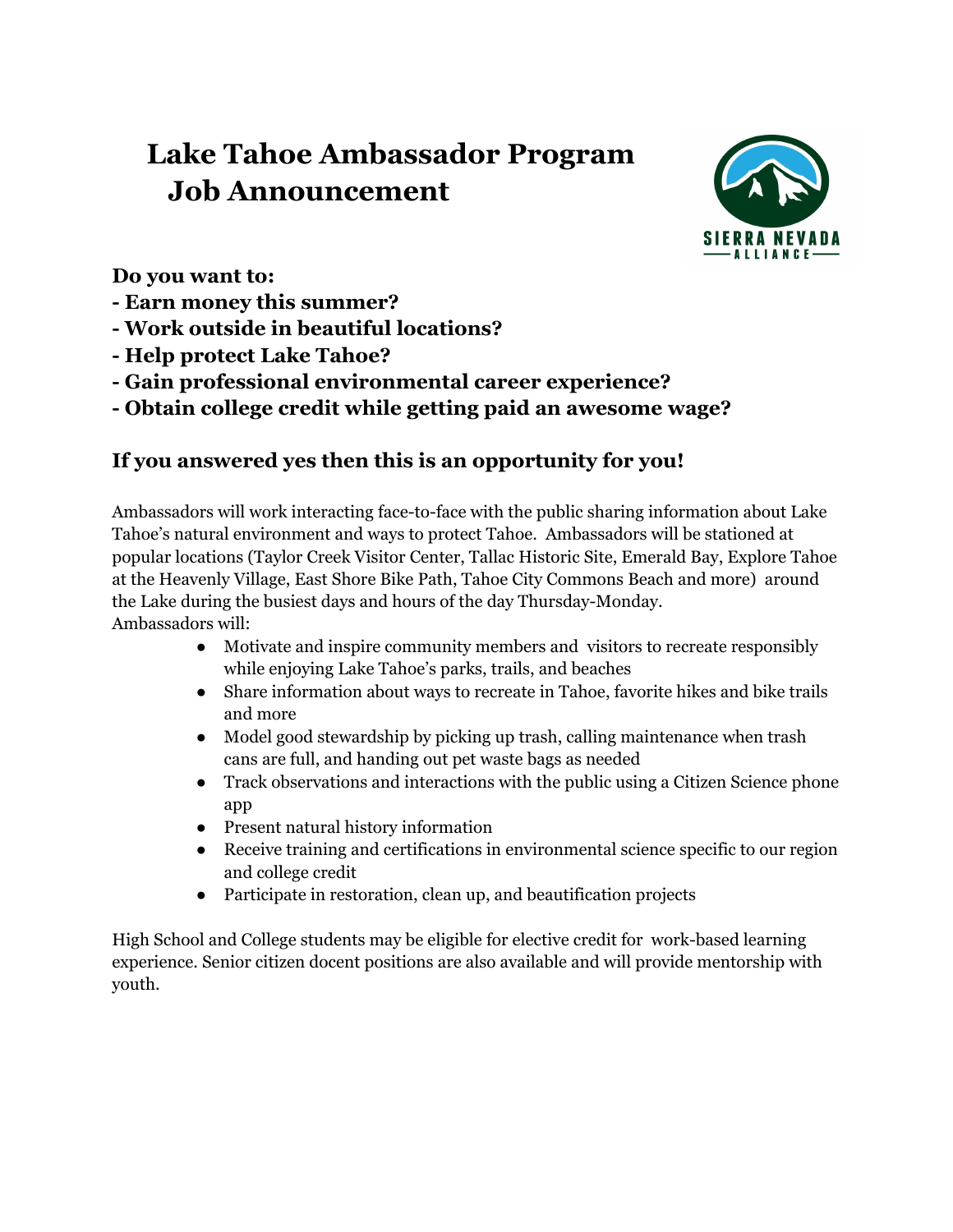# Lake Tahoe Ambassador Program Job Announcement

**Do you want to:**
**- Earn money this summer?**
**- Work outside in beautiful locations?**
**- Help protect Lake Tahoe?**
**- Gain professional environmental career experience?**
**- Obtain college credit while getting paid an awesome wage?**

## If you answered yes then this is an opportunity for you!

Ambassadors will work interacting face-to-face with the public sharing information about Lake Tahoe's natural environment and ways to protect Tahoe. Ambassadors will be stationed at popular locations (Taylor Creek Visitor Center, Tallac Historic Site, Emerald Bay, Explore Tahoe at the Heavenly Village, East Shore Bike Path, Tahoe City Commons Beach and more) around the Lake during the busiest days and hours of the day Thursday-Monday.
Ambassadors will:

- Motivate and inspire community members and visitors to recreate responsibly while enjoying Lake Tahoe's parks, trails, and beaches
- Share information about ways to recreate in Tahoe, favorite hikes and bike trails and more
- Model good stewardship by picking up trash, calling maintenance when trash cans are full, and handing out pet waste bags as needed
- Track observations and interactions with the public using a Citizen Science phone app
- Present natural history information
- Receive training and certifications in environmental science specific to our region and college credit
- Participate in restoration, clean up, and beautification projects

High School and College students may be eligible for elective credit for work-based learning experience. Senior citizen docent positions are also available and will provide mentorship with youth.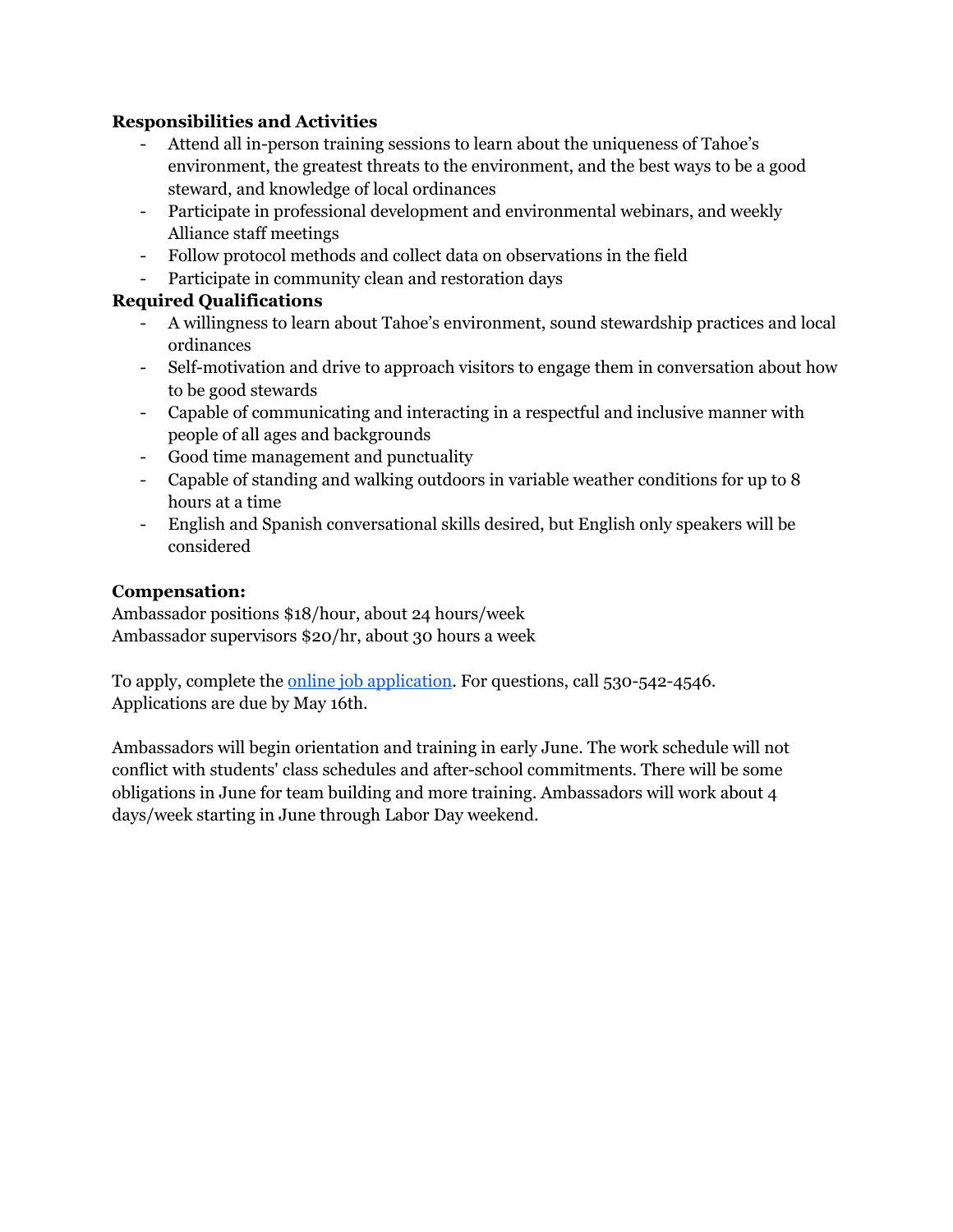**Responsibilities and Activities**

- Attend all in-person training sessions to learn about the uniqueness of Tahoe's environment, the greatest threats to the environment, and the best ways to be a good steward, and knowledge of local ordinances
- Participate in professional development and environmental webinars, and weekly Alliance staff meetings
- Follow protocol methods and collect data on observations in the field
- Participate in community clean and restoration days

**Required Qualifications**

- A willingness to learn about Tahoe's environment, sound stewardship practices and local ordinances
- Self-motivation and drive to approach visitors to engage them in conversation about how to be good stewards
- Capable of communicating and interacting in a respectful and inclusive manner with people of all ages and backgrounds
- Good time management and punctuality
- Capable of standing and walking outdoors in variable weather conditions for up to 8 hours at a time
- English and Spanish conversational skills desired, but English only speakers will be considered

**Compensation:**

Ambassador positions $18/hour, about 24 hours/week
Ambassador supervisors $20/hr, about 30 hours a week

To apply, complete the online job application. For questions, call 530-542-4546. Applications are due by May 16th.

Ambassadors will begin orientation and training in early June. The work schedule will not conflict with students' class schedules and after-school commitments. There will be some obligations in June for team building and more training. Ambassadors will work about 4 days/week starting in June through Labor Day weekend.